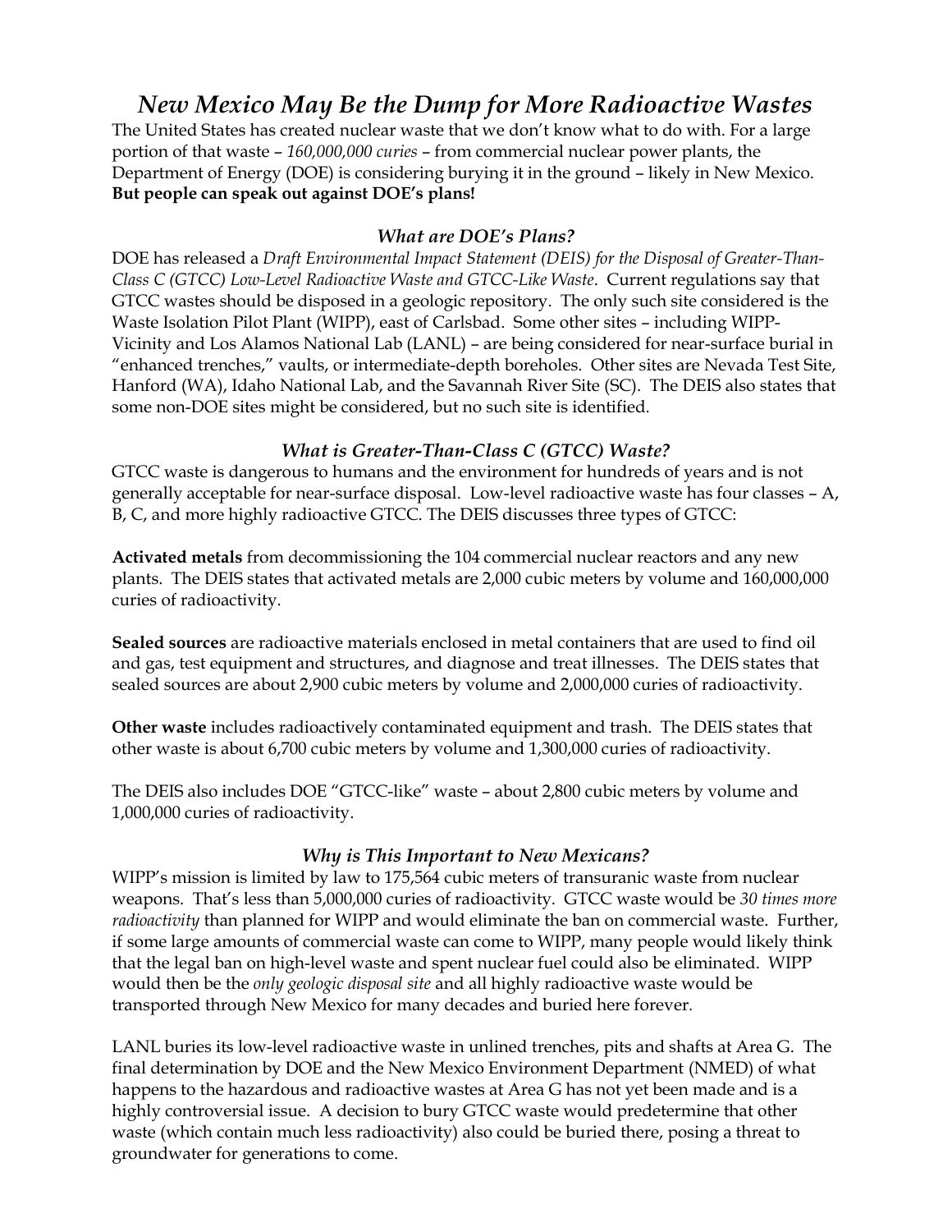# *New Mexico May Be the Dump for More Radioactive Wastes*

The United States has created nuclear waste that we don't know what to do with. For a large portion of that waste – *160,000,000 curies* – from commercial nuclear power plants, the Department of Energy (DOE) is considering burying it in the ground – likely in New Mexico. **But people can speak out against DOE's plans!**

### *What are DOE's Plans?*

DOE has released a *Draft Environmental Impact Statement (DEIS) for the Disposal of Greater-Than-Class C (GTCC) Low-Level Radioactive Waste and GTCC-Like Waste*. Current regulations say that GTCC wastes should be disposed in a geologic repository. The only such site considered is the Waste Isolation Pilot Plant (WIPP), east of Carlsbad. Some other sites – including WIPP-Vicinity and Los Alamos National Lab (LANL) – are being considered for near-surface burial in "enhanced trenches," vaults, or intermediate-depth boreholes. Other sites are Nevada Test Site, Hanford (WA), Idaho National Lab, and the Savannah River Site (SC). The DEIS also states that some non-DOE sites might be considered, but no such site is identified.

### *What is Greater-Than-Class C (GTCC) Waste?*

GTCC waste is dangerous to humans and the environment for hundreds of years and is not generally acceptable for near-surface disposal. Low-level radioactive waste has four classes – A, B, C, and more highly radioactive GTCC. The DEIS discusses three types of GTCC:

**Activated metals** from decommissioning the 104 commercial nuclear reactors and any new plants. The DEIS states that activated metals are 2,000 cubic meters by volume and 160,000,000 curies of radioactivity.

**Sealed sources** are radioactive materials enclosed in metal containers that are used to find oil and gas, test equipment and structures, and diagnose and treat illnesses. The DEIS states that sealed sources are about 2,900 cubic meters by volume and 2,000,000 curies of radioactivity.

**Other waste** includes radioactively contaminated equipment and trash. The DEIS states that other waste is about 6,700 cubic meters by volume and 1,300,000 curies of radioactivity.

The DEIS also includes DOE "GTCC-like" waste – about 2,800 cubic meters by volume and 1,000,000 curies of radioactivity.

### *Why is This Important to New Mexicans?*

WIPP's mission is limited by law to 175,564 cubic meters of transuranic waste from nuclear weapons. That's less than 5,000,000 curies of radioactivity. GTCC waste would be *30 times more radioactivity* than planned for WIPP and would eliminate the ban on commercial waste. Further, if some large amounts of commercial waste can come to WIPP, many people would likely think that the legal ban on high-level waste and spent nuclear fuel could also be eliminated. WIPP would then be the *only geologic disposal site* and all highly radioactive waste would be transported through New Mexico for many decades and buried here forever.

LANL buries its low-level radioactive waste in unlined trenches, pits and shafts at Area G. The final determination by DOE and the New Mexico Environment Department (NMED) of what happens to the hazardous and radioactive wastes at Area G has not yet been made and is a highly controversial issue. A decision to bury GTCC waste would predetermine that other waste (which contain much less radioactivity) also could be buried there, posing a threat to groundwater for generations to come.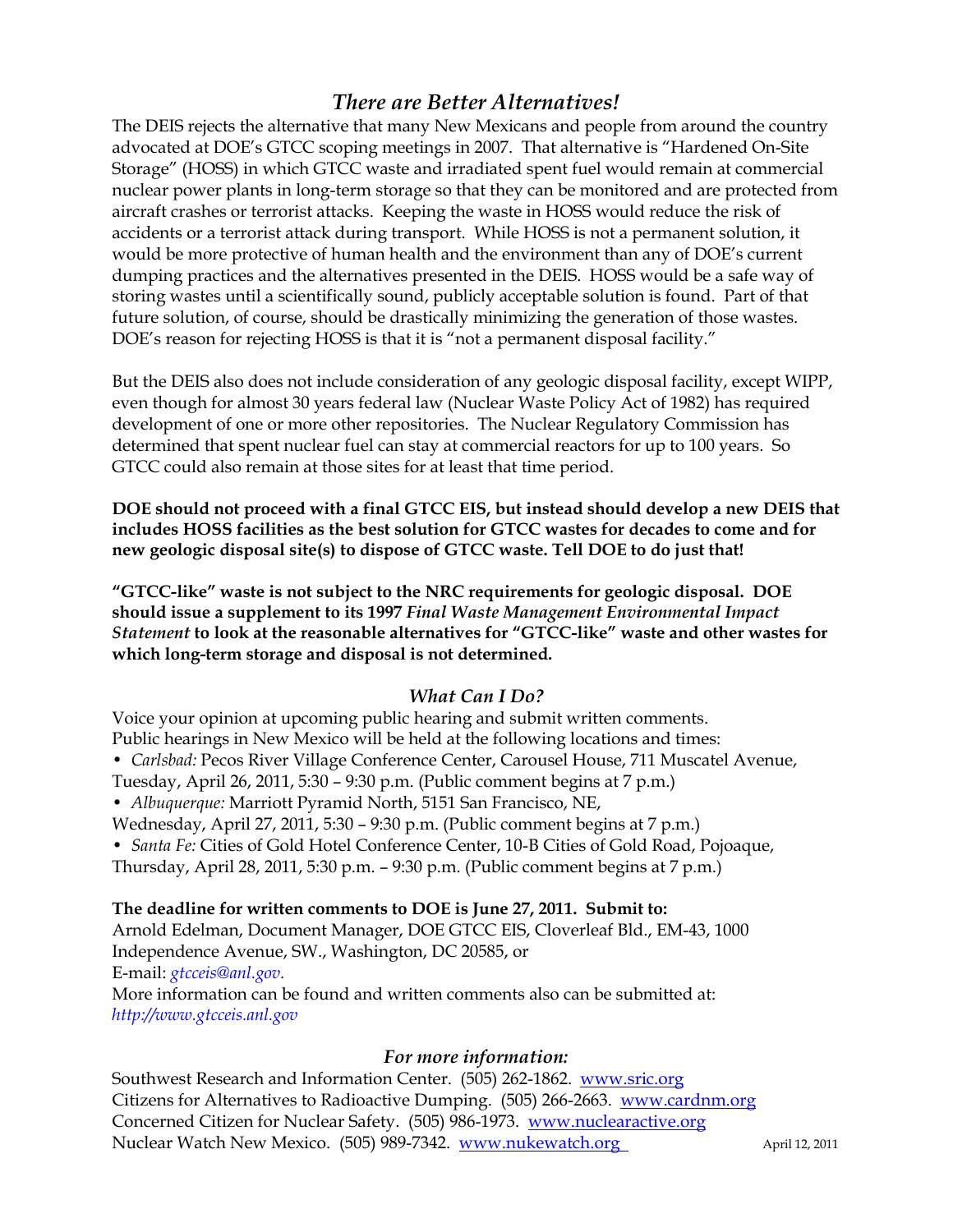## *There are Better Alternatives!*

The DEIS rejects the alternative that many New Mexicans and people from around the country advocated at DOE's GTCC scoping meetings in 2007. That alternative is "Hardened On-Site Storage" (HOSS) in which GTCC waste and irradiated spent fuel would remain at commercial nuclear power plants in long-term storage so that they can be monitored and are protected from aircraft crashes or terrorist attacks. Keeping the waste in HOSS would reduce the risk of accidents or a terrorist attack during transport. While HOSS is not a permanent solution, it would be more protective of human health and the environment than any of DOE's current dumping practices and the alternatives presented in the DEIS. HOSS would be a safe way of storing wastes until a scientifically sound, publicly acceptable solution is found. Part of that future solution, of course, should be drastically minimizing the generation of those wastes. DOE's reason for rejecting HOSS is that it is "not a permanent disposal facility."

But the DEIS also does not include consideration of any geologic disposal facility, except WIPP, even though for almost 30 years federal law (Nuclear Waste Policy Act of 1982) has required development of one or more other repositories. The Nuclear Regulatory Commission has determined that spent nuclear fuel can stay at commercial reactors for up to 100 years. So GTCC could also remain at those sites for at least that time period.

**DOE should not proceed with a final GTCC EIS, but instead should develop a new DEIS that includes HOSS facilities as the best solution for GTCC wastes for decades to come and for new geologic disposal site(s) to dispose of GTCC waste. Tell DOE to do just that!**

**"GTCC-like" waste is not subject to the NRC requirements for geologic disposal. DOE should issue a supplement to its 1997 *Final Waste Management Environmental Impact Statement* to look at the reasonable alternatives for "GTCC-like" waste and other wastes for which long-term storage and disposal is not determined.**

## *What Can I Do?*

Voice your opinion at upcoming public hearing and submit written comments.
Public hearings in New Mexico will be held at the following locations and times:

- *Carlsbad:* Pecos River Village Conference Center, Carousel House, 711 Muscatel Avenue, Tuesday, April 26, 2011, 5:30 – 9:30 p.m. (Public comment begins at 7 p.m.)
- *Albuquerque:* Marriott Pyramid North, 5151 San Francisco, NE, Wednesday, April 27, 2011, 5:30 – 9:30 p.m. (Public comment begins at 7 p.m.)
- *Santa Fe:* Cities of Gold Hotel Conference Center, 10-B Cities of Gold Road, Pojoaque, Thursday, April 28, 2011, 5:30 p.m. – 9:30 p.m. (Public comment begins at 7 p.m.)

**The deadline for written comments to DOE is June 27, 2011. Submit to:**
Arnold Edelman, Document Manager, DOE GTCC EIS, Cloverleaf Bld., EM-43, 1000 Independence Avenue, SW., Washington, DC 20585, or
E-mail: *gtcceis@anl.gov.*
More information can be found and written comments also can be submitted at:
*http://www.gtcceis.anl.gov*

## *For more information:*

Southwest Research and Information Center. (505) 262-1862. www.sric.org
Citizens for Alternatives to Radioactive Dumping. (505) 266-2663. www.cardnm.org
Concerned Citizen for Nuclear Safety. (505) 986-1973. www.nuclearactive.org
Nuclear Watch New Mexico. (505) 989-7342. www.nukewatch.org

April 12, 2011